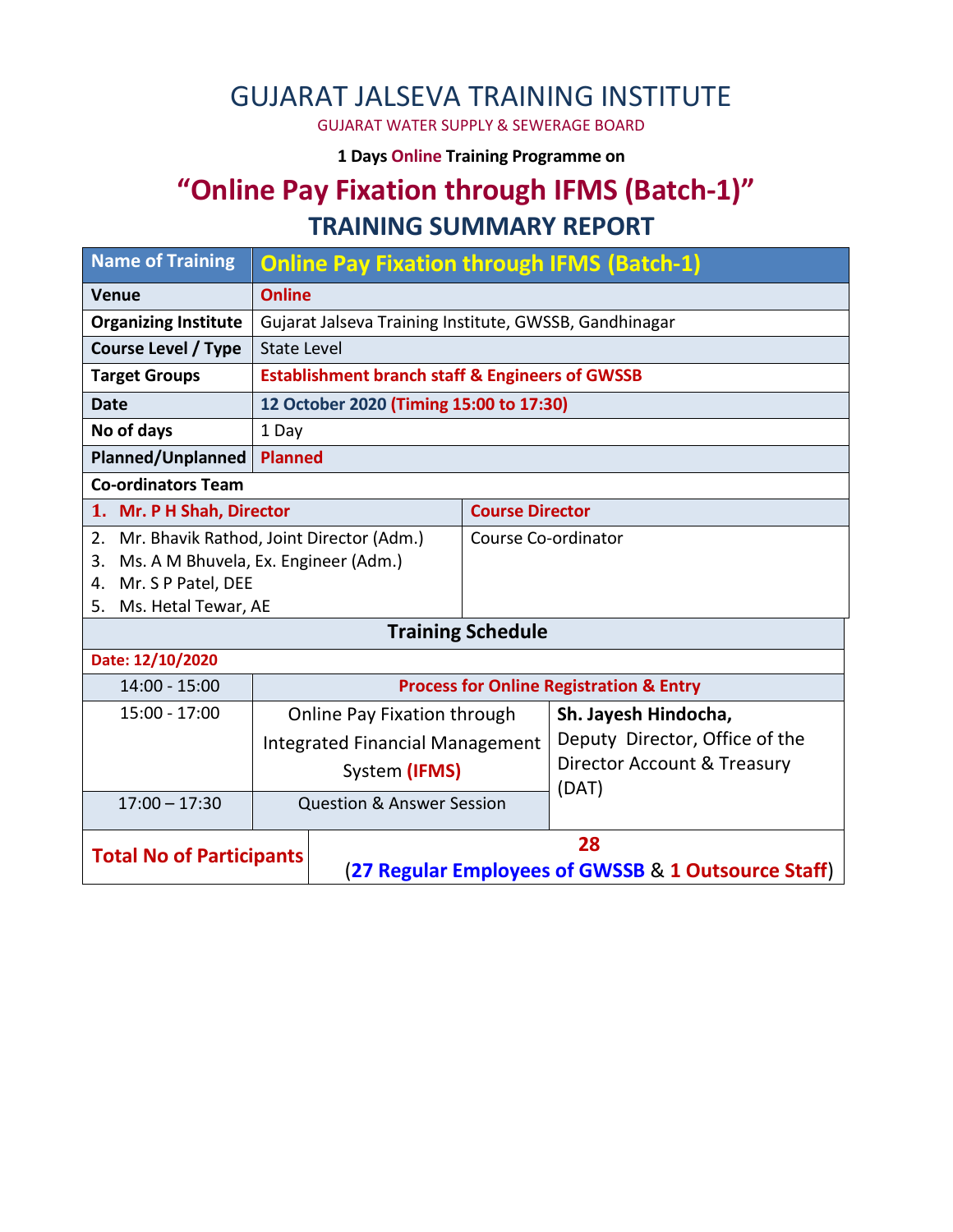# GUJARAT JALSEVA TRAINING INSTITUTE

GUJARAT WATER SUPPLY & SEWERAGE BOARD

**1 Days Online Training Programme on**

## "Online Pay Fixation through IFMS (Batch-1)"

## TRAINING SUMMARY REPORT

| **Name of Training** | **Online Pay Fixation through IFMS (Batch-1)** |
|---|---|
| **Venue** | **Online** |
| **Organizing Institute** | Gujarat Jalseva Training Institute, GWSSB, Gandhinagar |
| **Course Level / Type** | State Level |
| **Target Groups** | **Establishment branch staff & Engineers of GWSSB** |
| **Date** | **12 October 2020 (Timing 15:00 to 17:30)** |
| **No of days** | 1 Day |
| **Planned/Unplanned** | **Planned** |

**Co-ordinators Team**

| Name | Role |
|---|---|
| **1. Mr. P H Shah, Director** | **Course Director** |
| 2. Mr. Bhavik Rathod, Joint Director (Adm.)<br>3. Ms. A M Bhuvela, Ex. Engineer (Adm.)<br>4. Mr. S P Patel, DEE<br>5. Ms. Hetal Tewar, AE | Course Co-ordinator |

**Training Schedule**

**Date: 12/10/2020**

| Time | Session | Speaker |
|---|---|---|
| 14:00 - 15:00 | **Process for Online Registration & Entry** | |
| 15:00 - 17:00 | Online Pay Fixation through Integrated Financial Management System **(IFMS)** | **Sh. Jayesh Hindocha,** Deputy Director, Office of the Director Account & Treasury (DAT) |
| 17:00 – 17:30 | Question & Answer Session | |

| **Total No of Participants** | **28** (**27 Regular Employees of GWSSB** & **1 Outsource Staff**) |
|---|---|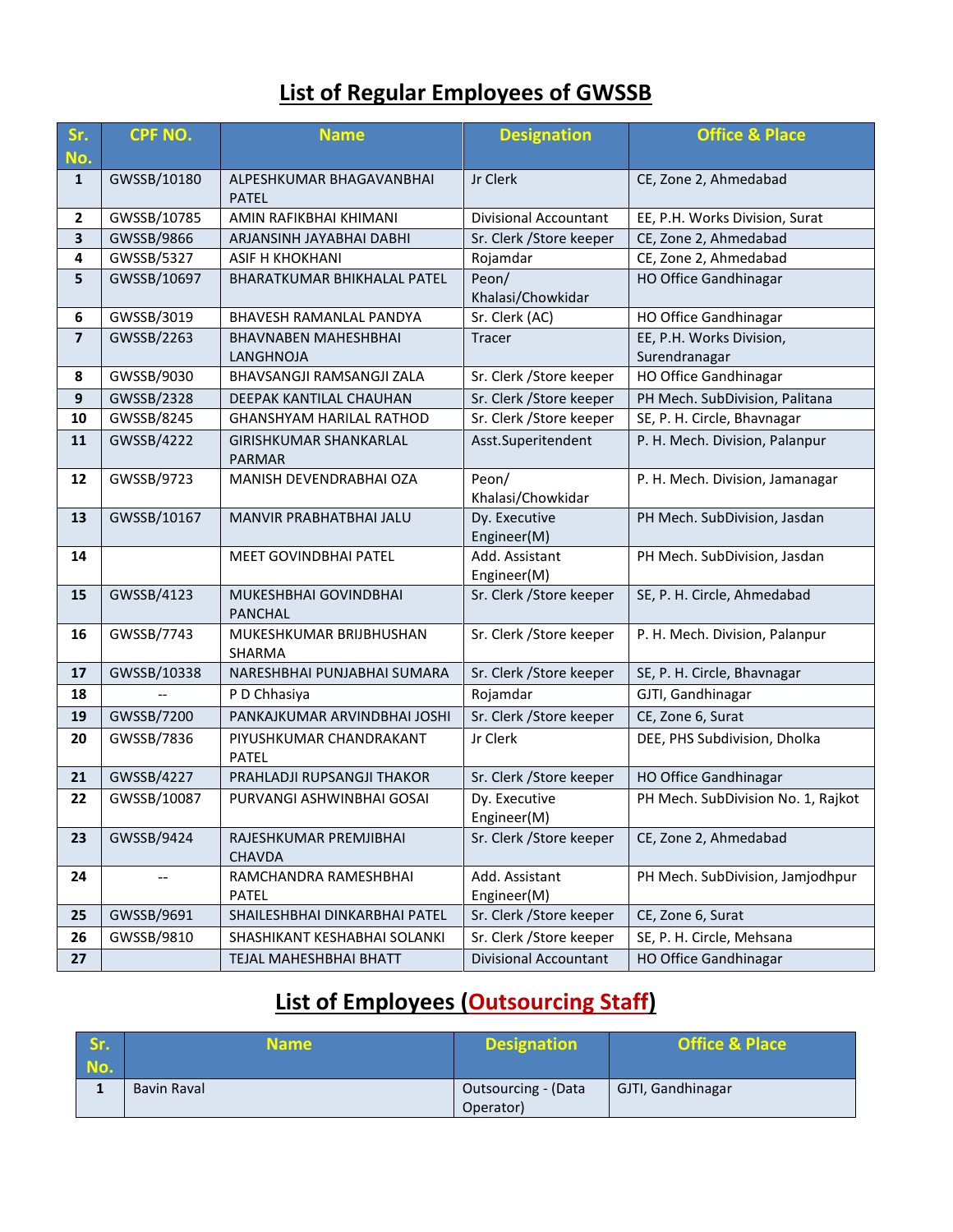## List of Regular Employees of GWSSB

| Sr. No. | CPF NO. | Name | Designation | Office & Place |
|---|---|---|---|---|
| 1 | GWSSB/10180 | ALPESHKUMAR BHAGAVANBHAI PATEL | Jr Clerk | CE, Zone 2, Ahmedabad |
| 2 | GWSSB/10785 | AMIN RAFIKBHAI KHIMANI | Divisional Accountant | EE, P.H. Works Division, Surat |
| 3 | GWSSB/9866 | ARJANSINH JAYABHAI DABHI | Sr. Clerk /Store keeper | CE, Zone 2, Ahmedabad |
| 4 | GWSSB/5327 | ASIF H KHOKHANI | Rojamdar | CE, Zone 2, Ahmedabad |
| 5 | GWSSB/10697 | BHARATKUMAR BHIKHALAL PATEL | Peon/ Khalasi/Chowkidar | HO Office Gandhinagar |
| 6 | GWSSB/3019 | BHAVESH RAMANLAL PANDYA | Sr. Clerk (AC) | HO Office Gandhinagar |
| 7 | GWSSB/2263 | BHAVNABEN MAHESHBHAI LANGHNOJA | Tracer | EE, P.H. Works Division, Surendranagar |
| 8 | GWSSB/9030 | BHAVSANGJI RAMSANGJI ZALA | Sr. Clerk /Store keeper | HO Office Gandhinagar |
| 9 | GWSSB/2328 | DEEPAK KANTILAL CHAUHAN | Sr. Clerk /Store keeper | PH Mech. SubDivision, Palitana |
| 10 | GWSSB/8245 | GHANSHYAM HARILAL RATHOD | Sr. Clerk /Store keeper | SE, P. H. Circle, Bhavnagar |
| 11 | GWSSB/4222 | GIRISHKUMAR SHANKARLAL PARMAR | Asst.Superitendent | P. H. Mech. Division, Palanpur |
| 12 | GWSSB/9723 | MANISH DEVENDRABHAI OZA | Peon/ Khalasi/Chowkidar | P. H. Mech. Division, Jamanagar |
| 13 | GWSSB/10167 | MANVIR PRABHATBHAI JALU | Dy. Executive Engineer(M) | PH Mech. SubDivision, Jasdan |
| 14 | | MEET GOVINDBHAI PATEL | Add. Assistant Engineer(M) | PH Mech. SubDivision, Jasdan |
| 15 | GWSSB/4123 | MUKESHBHAI GOVINDBHAI PANCHAL | Sr. Clerk /Store keeper | SE, P. H. Circle, Ahmedabad |
| 16 | GWSSB/7743 | MUKESHKUMAR BRIJBHUSHAN SHARMA | Sr. Clerk /Store keeper | P. H. Mech. Division, Palanpur |
| 17 | GWSSB/10338 | NARESHBHAI PUNJABHAI SUMARA | Sr. Clerk /Store keeper | SE, P. H. Circle, Bhavnagar |
| 18 | -- | P D Chhasiya | Rojamdar | GJTI, Gandhinagar |
| 19 | GWSSB/7200 | PANKAJKUMAR ARVINDBHAI JOSHI | Sr. Clerk /Store keeper | CE, Zone 6, Surat |
| 20 | GWSSB/7836 | PIYUSHKUMAR CHANDRAKANT PATEL | Jr Clerk | DEE, PHS Subdivision, Dholka |
| 21 | GWSSB/4227 | PRAHLADJI RUPSANGJI THAKOR | Sr. Clerk /Store keeper | HO Office Gandhinagar |
| 22 | GWSSB/10087 | PURVANGI ASHWINBHAI GOSAI | Dy. Executive Engineer(M) | PH Mech. SubDivision No. 1, Rajkot |
| 23 | GWSSB/9424 | RAJESHKUMAR PREMJIBHAI CHAVDA | Sr. Clerk /Store keeper | CE, Zone 2, Ahmedabad |
| 24 | -- | RAMCHANDRA RAMESHBHAI PATEL | Add. Assistant Engineer(M) | PH Mech. SubDivision, Jamjodhpur |
| 25 | GWSSB/9691 | SHAILESHBHAI DINKARBHAI PATEL | Sr. Clerk /Store keeper | CE, Zone 6, Surat |
| 26 | GWSSB/9810 | SHASHIKANT KESHABHAI SOLANKI | Sr. Clerk /Store keeper | SE, P. H. Circle, Mehsana |
| 27 | | TEJAL MAHESHBHAI BHATT | Divisional Accountant | HO Office Gandhinagar |

## List of Employees (Outsourcing Staff)

| Sr. No. | Name | Designation | Office & Place |
|---|---|---|---|
| 1 | Bavin Raval | Outsourcing - (Data Operator) | GJTI, Gandhinagar |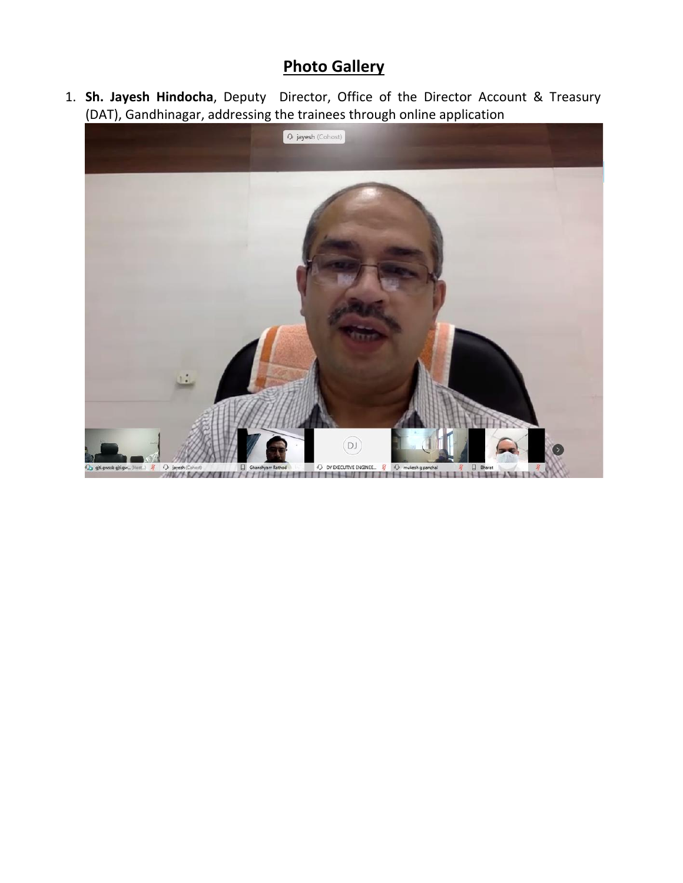# Photo Gallery

1. **Sh. Jayesh Hindocha**, Deputy Director, Office of the Director Account & Treasury (DAT), Gandhinagar, addressing the trainees through online application